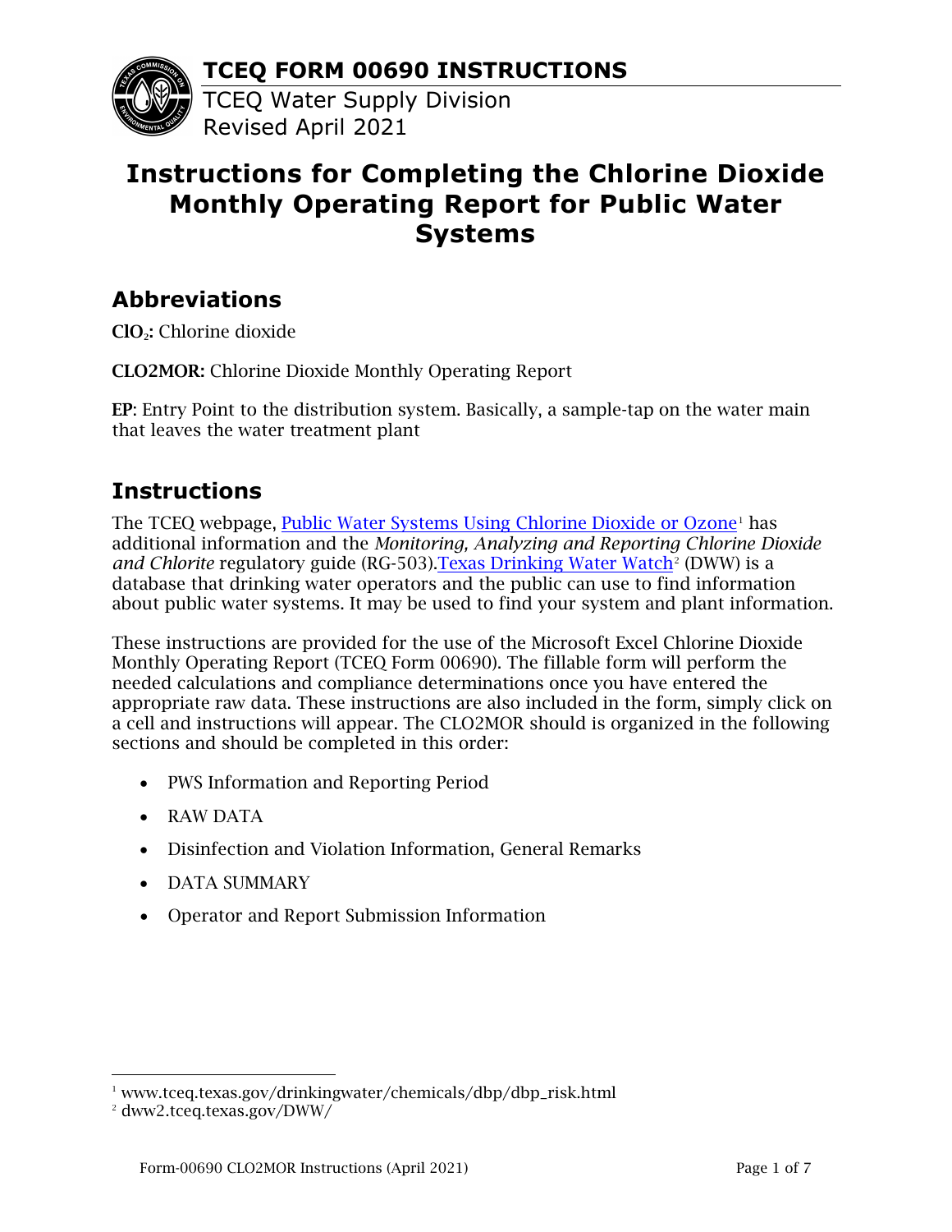# TCEQ FORM 00690 INSTRUCTIONS

TCEQ Water Supply Division
Revised April 2021

# Instructions for Completing the Chlorine Dioxide Monthly Operating Report for Public Water Systems

## Abbreviations

**$ClO_2$:** Chlorine dioxide

**CLO2MOR:** Chlorine Dioxide Monthly Operating Report

**EP**: Entry Point to the distribution system. Basically, a sample-tap on the water main that leaves the water treatment plant

## Instructions

The TCEQ webpage, Public Water Systems Using Chlorine Dioxide or Ozone[1] has additional information and the *Monitoring, Analyzing and Reporting Chlorine Dioxide and Chlorite* regulatory guide (RG-503).Texas Drinking Water Watch[2] (DWW) is a database that drinking water operators and the public can use to find information about public water systems. It may be used to find your system and plant information.

These instructions are provided for the use of the Microsoft Excel Chlorine Dioxide Monthly Operating Report (TCEQ Form 00690). The fillable form will perform the needed calculations and compliance determinations once you have entered the appropriate raw data. These instructions are also included in the form, simply click on a cell and instructions will appear. The CLO2MOR should is organized in the following sections and should be completed in this order:

- PWS Information and Reporting Period
- RAW DATA
- Disinfection and Violation Information, General Remarks
- DATA SUMMARY
- Operator and Report Submission Information

[1] www.tceq.texas.gov/drinkingwater/chemicals/dbp/dbp_risk.html

[2] dww2.tceq.texas.gov/DWW/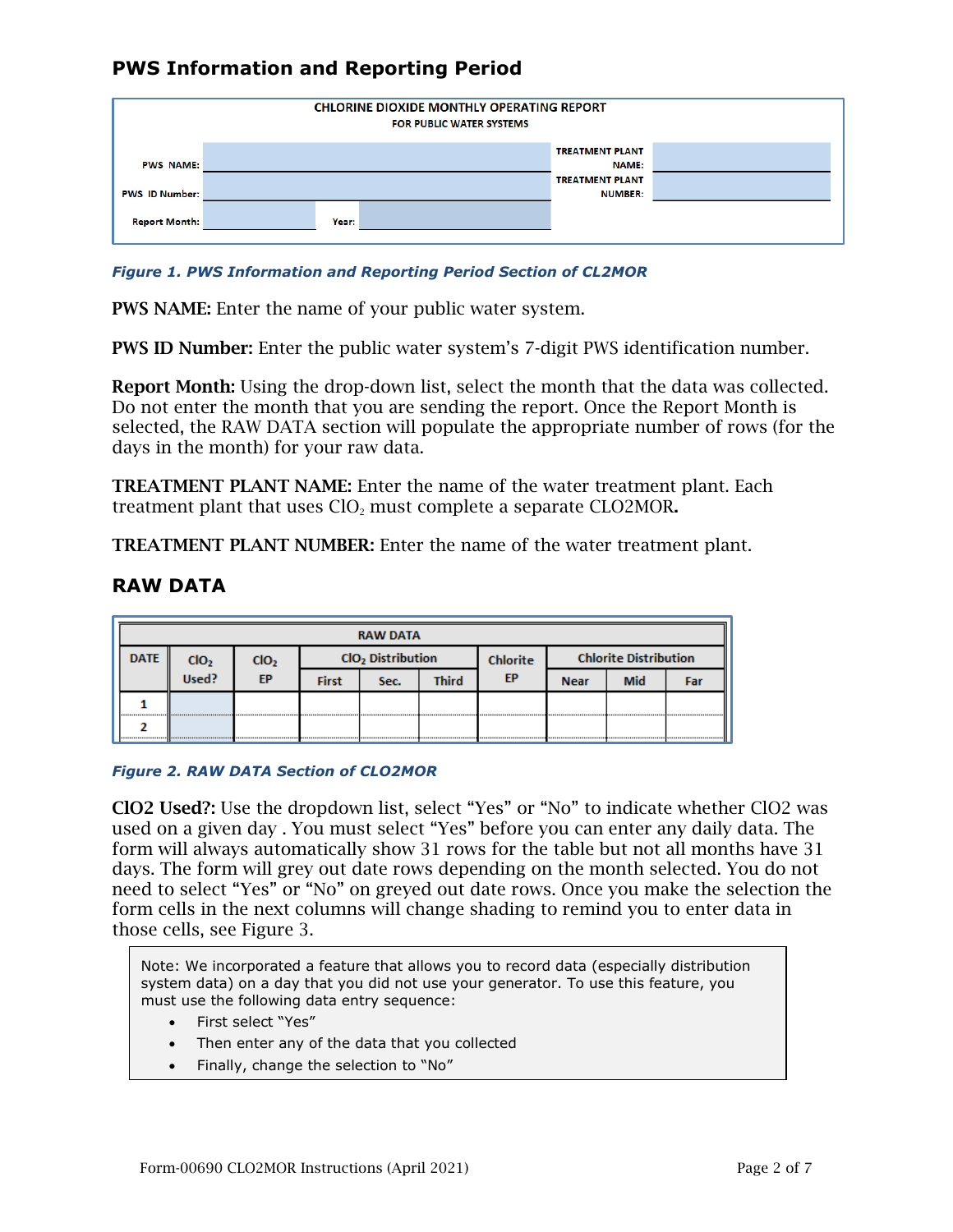## PWS Information and Reporting Period

| CHLORINE DIOXIDE MONTHLY OPERATING REPORT<br>FOR PUBLIC WATER SYSTEMS | | | |
|---|---|---|---|
| PWS NAME: | | TREATMENT PLANT NAME: | |
| PWS ID Number: | | TREATMENT PLANT NUMBER: | |
| Report Month: | Year: | | |

*Figure 1. PWS Information and Reporting Period Section of CL2MOR*

**PWS NAME:** Enter the name of your public water system.

**PWS ID Number:** Enter the public water system's 7-digit PWS identification number.

**Report Month:** Using the drop-down list, select the month that the data was collected. Do not enter the month that you are sending the report. Once the Report Month is selected, the RAW DATA section will populate the appropriate number of rows (for the days in the month) for your raw data.

**TREATMENT PLANT NAME:** Enter the name of the water treatment plant. Each treatment plant that uses $ClO_2$ must complete a separate CLO2MOR**.**

**TREATMENT PLANT NUMBER:** Enter the name of the water treatment plant.

## RAW DATA

| DATE | $ClO_2$ Used? | $ClO_2$ EP | $ClO_2$ Distribution | | | Chlorite EP | Chlorite Distribution | | |
|---|---|---|---|---|---|---|---|---|---|
| | | | First | Sec. | Third | | Near | Mid | Far |
| 1 | | | | | | | | | |
| 2 | | | | | | | | | |

*Figure 2. RAW DATA Section of CLO2MOR*

**ClO2 Used?:** Use the dropdown list, select "Yes" or "No" to indicate whether ClO2 was used on a given day . You must select "Yes" before you can enter any daily data. The form will always automatically show 31 rows for the table but not all months have 31 days. The form will grey out date rows depending on the month selected. You do not need to select "Yes" or "No" on greyed out date rows. Once you make the selection the form cells in the next columns will change shading to remind you to enter data in those cells, see Figure 3.

> Note: We incorporated a feature that allows you to record data (especially distribution system data) on a day that you did not use your generator. To use this feature, you must use the following data entry sequence:
>
> - First select "Yes"
> - Then enter any of the data that you collected
> - Finally, change the selection to "No"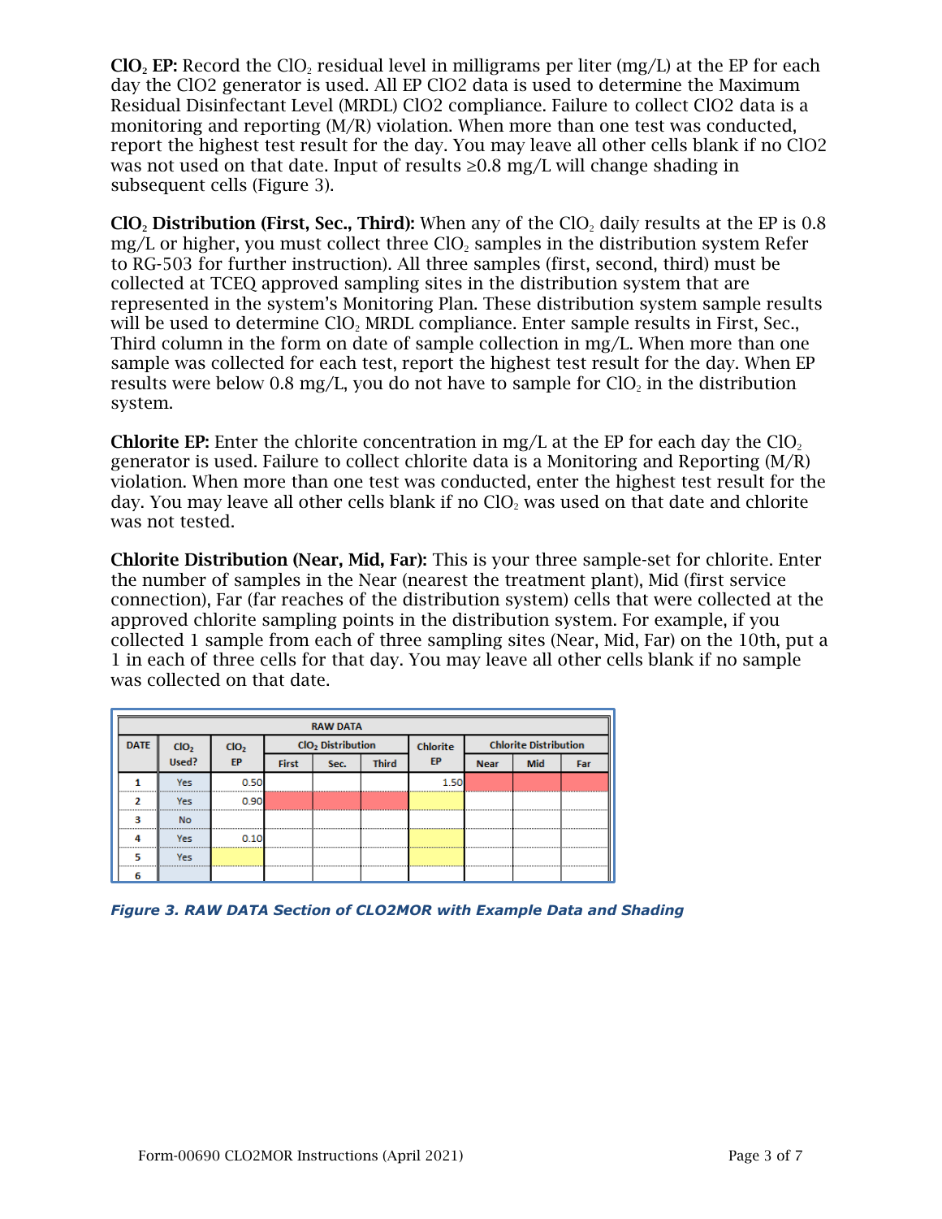**$ClO_2$ EP:** Record the $ClO_2$ residual level in milligrams per liter (mg/L) at the EP for each day the ClO2 generator is used. All EP ClO2 data is used to determine the Maximum Residual Disinfectant Level (MRDL) ClO2 compliance. Failure to collect ClO2 data is a monitoring and reporting (M/R) violation. When more than one test was conducted, report the highest test result for the day. You may leave all other cells blank if no ClO2 was not used on that date. Input of results ≥0.8 mg/L will change shading in subsequent cells (Figure 3).

**$ClO_2$ Distribution (First, Sec., Third):** When any of the $ClO_2$ daily results at the EP is 0.8 mg/L or higher, you must collect three $ClO_2$ samples in the distribution system Refer to RG-503 for further instruction). All three samples (first, second, third) must be collected at TCEQ approved sampling sites in the distribution system that are represented in the system's Monitoring Plan. These distribution system sample results will be used to determine $ClO_2$ MRDL compliance. Enter sample results in First, Sec., Third column in the form on date of sample collection in mg/L. When more than one sample was collected for each test, report the highest test result for the day. When EP results were below 0.8 mg/L, you do not have to sample for $ClO_2$ in the distribution system.

**Chlorite EP:** Enter the chlorite concentration in mg/L at the EP for each day the $ClO_2$ generator is used. Failure to collect chlorite data is a Monitoring and Reporting (M/R) violation. When more than one test was conducted, enter the highest test result for the day. You may leave all other cells blank if no $ClO_2$ was used on that date and chlorite was not tested.

**Chlorite Distribution (Near, Mid, Far):** This is your three sample-set for chlorite. Enter the number of samples in the Near (nearest the treatment plant), Mid (first service connection), Far (far reaches of the distribution system) cells that were collected at the approved chlorite sampling points in the distribution system. For example, if you collected 1 sample from each of three sampling sites (Near, Mid, Far) on the 10th, put a 1 in each of three cells for that day. You may leave all other cells blank if no sample was collected on that date.

| RAW DATA | | | | | | | | | |
|---|---|---|---|---|---|---|---|---|---|
| DATE | $ClO_2$ Used? | $ClO_2$ EP | $ClO_2$ Distribution | | | Chlorite EP | Chlorite Distribution | | |
| | | | First | Sec. | Third | | Near | Mid | Far |
| 1 | Yes | 0.50 | | | | 1.50 | | | |
| 2 | Yes | 0.90 | | | | | | | |
| 3 | No | | | | | | | | |
| 4 | Yes | 0.10 | | | | | | | |
| 5 | Yes | | | | | | | | |
| 6 | | | | | | | | | |

*Figure 3. RAW DATA Section of CLO2MOR with Example Data and Shading*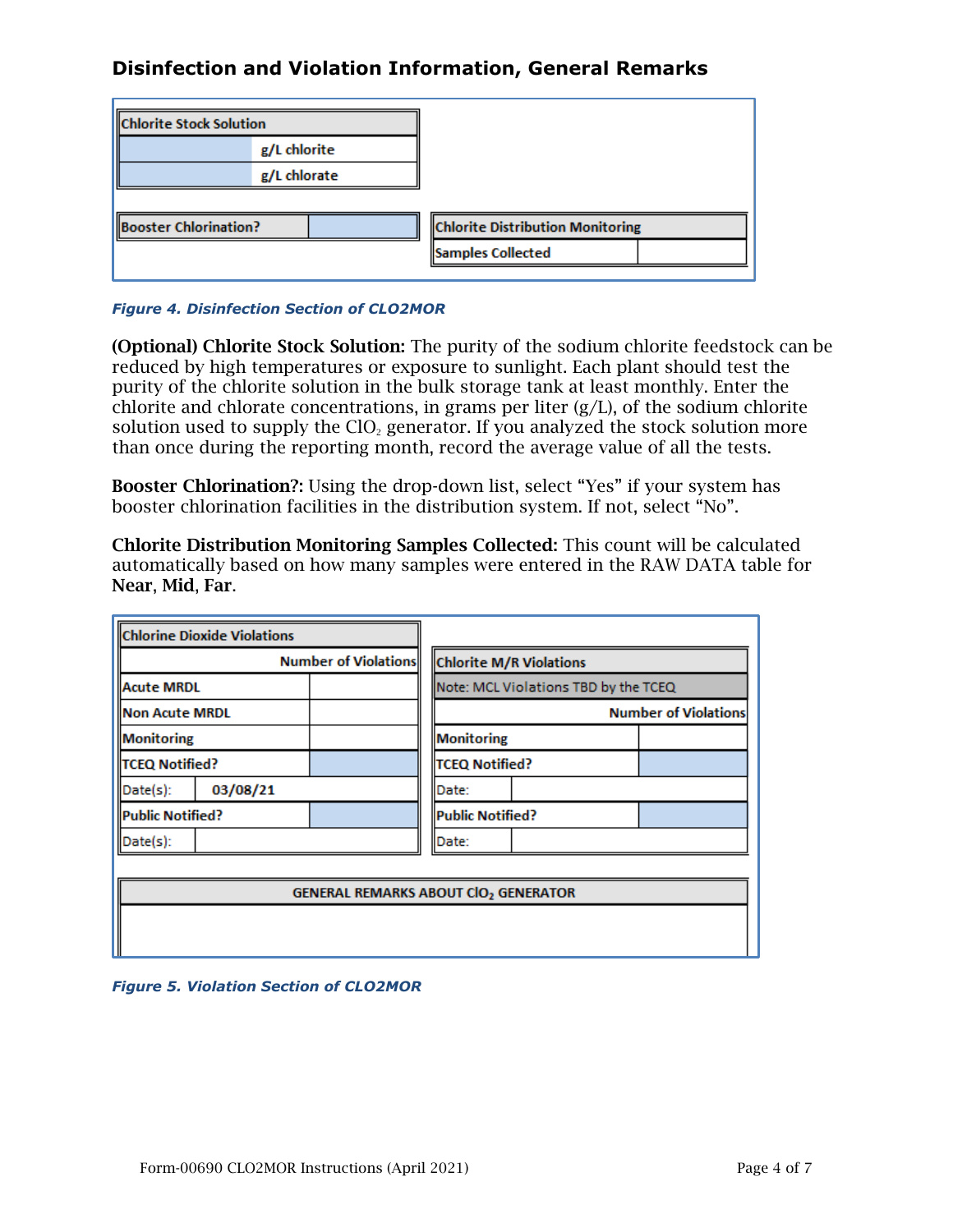## Disinfection and Violation Information, General Remarks

| Chlorite Stock Solution | |
|---|---|
| | g/L chlorite |
| | g/L chlorate |

| Booster Chlorination? | |
|---|---|

| Chlorite Distribution Monitoring | |
|---|---|
| Samples Collected | |

*Figure 4. Disinfection Section of CLO2MOR*

**(Optional) Chlorite Stock Solution:** The purity of the sodium chlorite feedstock can be reduced by high temperatures or exposure to sunlight. Each plant should test the purity of the chlorite solution in the bulk storage tank at least monthly. Enter the chlorite and chlorate concentrations, in grams per liter (g/L), of the sodium chlorite solution used to supply the $ClO_2$ generator. If you analyzed the stock solution more than once during the reporting month, record the average value of all the tests.

**Booster Chlorination?:** Using the drop-down list, select “Yes” if your system has booster chlorination facilities in the distribution system. If not, select “No”.

**Chlorite Distribution Monitoring Samples Collected:** This count will be calculated automatically based on how many samples were entered in the RAW DATA table for **Near**, **Mid**, **Far**.

| Chlorine Dioxide Violations | |
|---|---|
| | Number of Violations |
| Acute MRDL | |
| Non Acute MRDL | |
| Monitoring | |
| TCEQ Notified? | |
| Date(s): 03/08/21 | |
| Public Notified? | |
| Date(s): | |

| Chlorite M/R Violations | |
|---|---|
| Note: MCL Violations TBD by the TCEQ | |
| | Number of Violations |
| Monitoring | |
| TCEQ Notified? | |
| Date: | |
| Public Notified? | |
| Date: | |

| GENERAL REMARKS ABOUT $ClO_2$ GENERATOR |
|---|
| |

*Figure 5. Violation Section of CLO2MOR*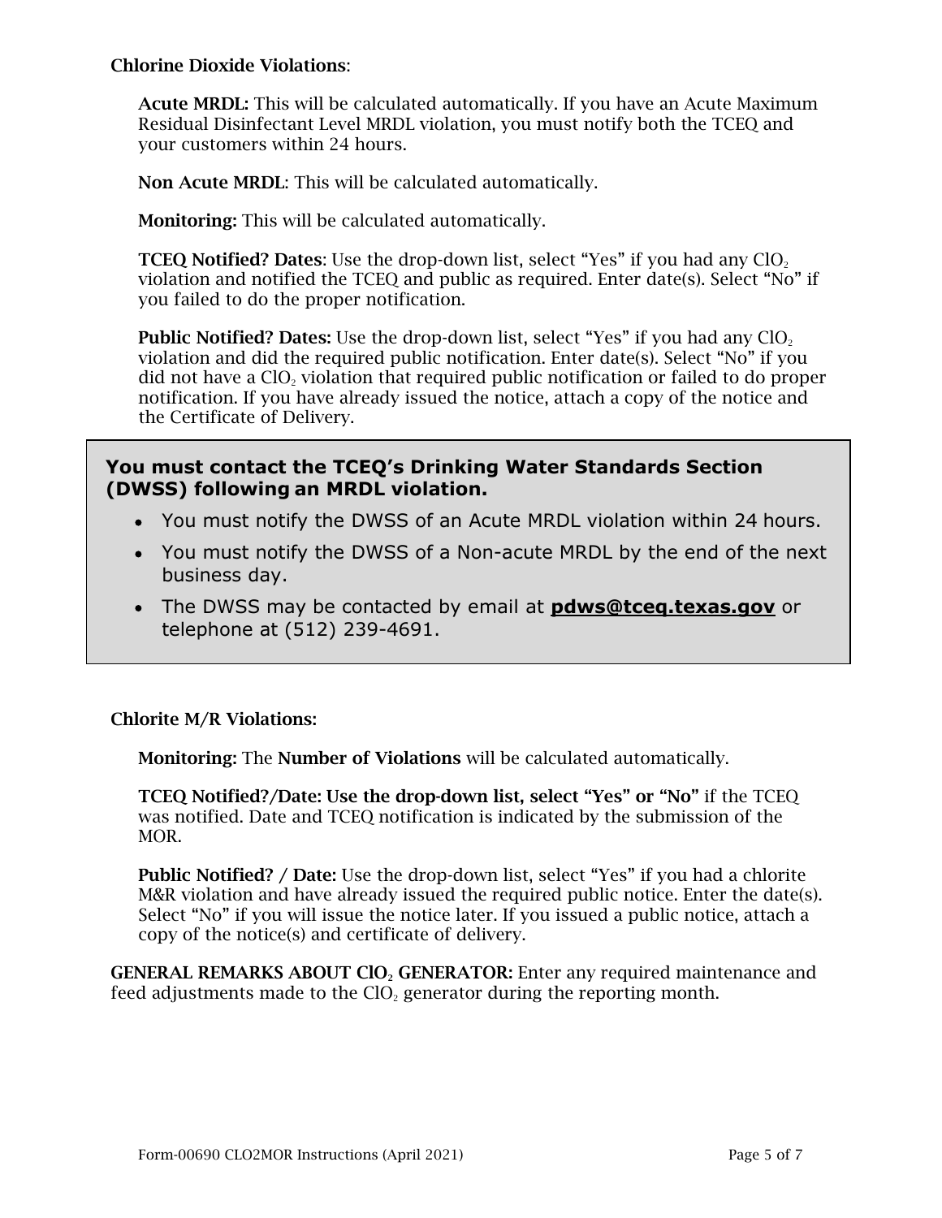**Chlorine Dioxide Violations**:

**Acute MRDL:** This will be calculated automatically. If you have an Acute Maximum Residual Disinfectant Level MRDL violation, you must notify both the TCEQ and your customers within 24 hours.

**Non Acute MRDL**: This will be calculated automatically.

**Monitoring:** This will be calculated automatically.

**TCEQ Notified? Dates**: Use the drop-down list, select "Yes" if you had any $ClO_2$ violation and notified the TCEQ and public as required. Enter date(s). Select "No" if you failed to do the proper notification.

**Public Notified? Dates:** Use the drop-down list, select "Yes" if you had any $ClO_2$ violation and did the required public notification. Enter date(s). Select "No" if you did not have a $ClO_2$ violation that required public notification or failed to do proper notification. If you have already issued the notice, attach a copy of the notice and the Certificate of Delivery.

**You must contact the TCEQ's Drinking Water Standards Section (DWSS) following an MRDL violation.**

- You must notify the DWSS of an Acute MRDL violation within 24 hours.
- You must notify the DWSS of a Non-acute MRDL by the end of the next business day.
- The DWSS may be contacted by email at **pdws@tceq.texas.gov** or telephone at (512) 239-4691.

**Chlorite M/R Violations:**

**Monitoring:** The **Number of Violations** will be calculated automatically.

**TCEQ Notified?/Date: Use the drop-down list, select "Yes" or "No"** if the TCEQ was notified. Date and TCEQ notification is indicated by the submission of the MOR.

**Public Notified? / Date:** Use the drop-down list, select "Yes" if you had a chlorite M&R violation and have already issued the required public notice. Enter the date(s). Select "No" if you will issue the notice later. If you issued a public notice, attach a copy of the notice(s) and certificate of delivery.

**GENERAL REMARKS ABOUT $ClO_2$ GENERATOR:** Enter any required maintenance and feed adjustments made to the $ClO_2$ generator during the reporting month.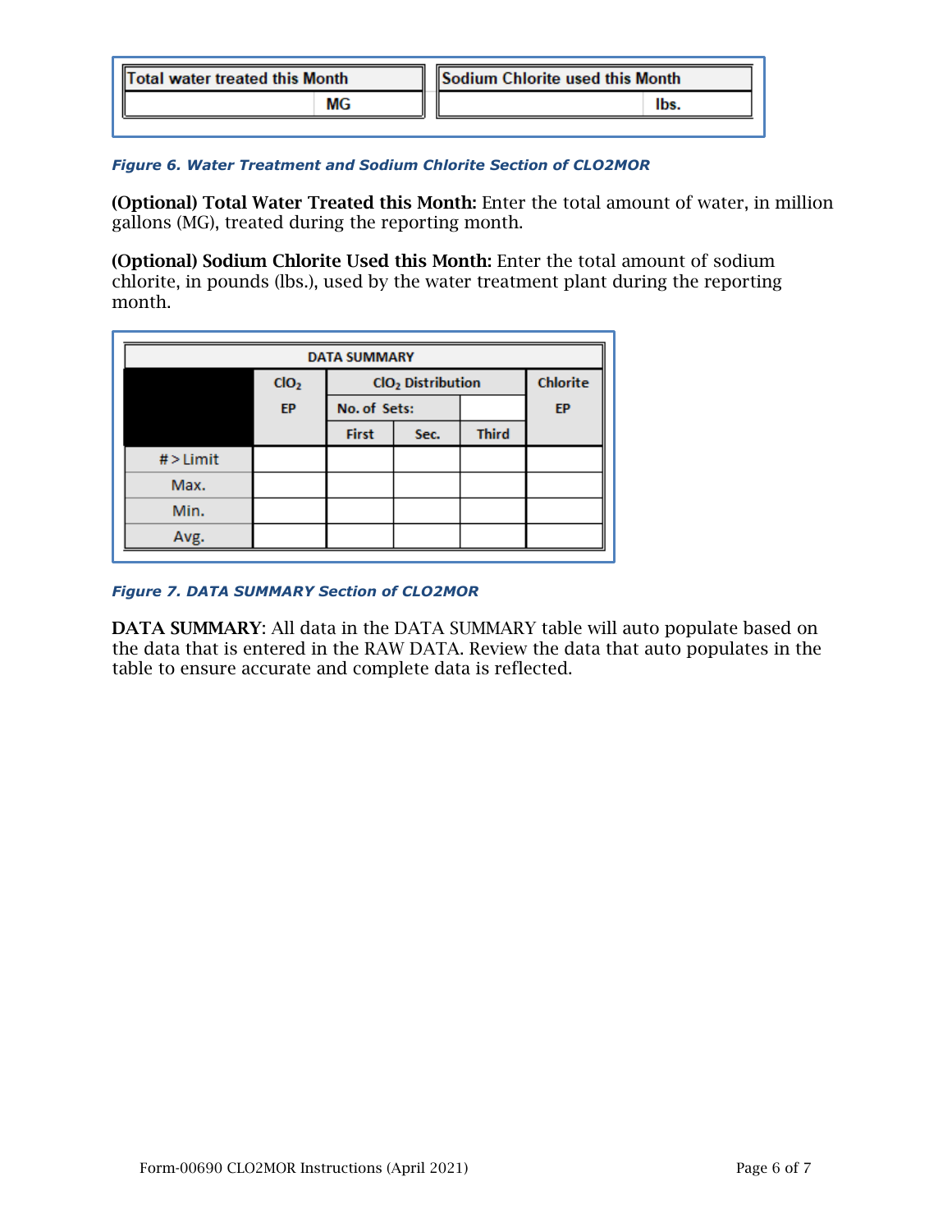| Total water treated this Month | | Sodium Chlorite used this Month | |
|---|---|---|---|
| | MG | | lbs. |

*Figure 6. Water Treatment and Sodium Chlorite Section of CLO2MOR*

**(Optional) Total Water Treated this Month:** Enter the total amount of water, in million gallons (MG), treated during the reporting month.

**(Optional) Sodium Chlorite Used this Month:** Enter the total amount of sodium chlorite, in pounds (lbs.), used by the water treatment plant during the reporting month.

| DATA SUMMARY | | | | | |
|---|---|---|---|---|---|
| | $ClO_2$ EP | $ClO_2$ Distribution | | | Chlorite EP |
| | | No. of Sets: | | | |
| | | First | Sec. | Third | |
| # > Limit | | | | | |
| Max. | | | | | |
| Min. | | | | | |
| Avg. | | | | | |

*Figure 7. DATA SUMMARY Section of CLO2MOR*

**DATA SUMMARY**: All data in the DATA SUMMARY table will auto populate based on the data that is entered in the RAW DATA. Review the data that auto populates in the table to ensure accurate and complete data is reflected.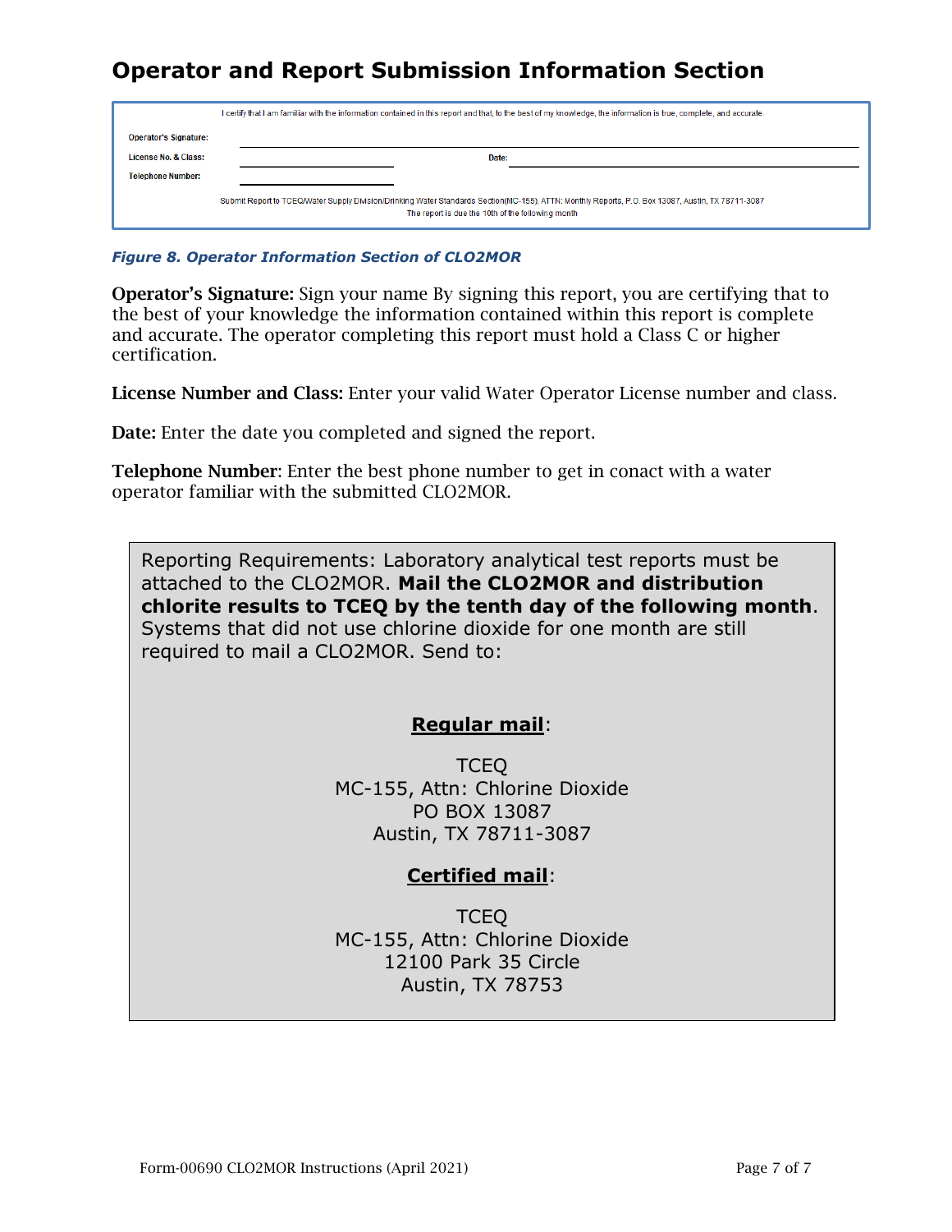# Operator and Report Submission Information Section

I certify that I am familiar with the information contained in this report and that, to the best of my knowledge, the information is true, complete, and accurate.

| | | | |
|---|---|---|---|
| Operator's Signature: | | | |
| License No. & Class: | | Date: | |
| Telephone Number: | | | |

Submit Report to TCEQ/Water Supply Division/Drinking Water Standards Section(MC-155), ATTN: Monthly Reports, P.O. Box 13087, Austin, TX 78711-3087
The report is due the 10th of the following month

*Figure 8. Operator Information Section of CLO2MOR*

**Operator's Signature:** Sign your name By signing this report, you are certifying that to the best of your knowledge the information contained within this report is complete and accurate. The operator completing this report must hold a Class C or higher certification.

**License Number and Class:** Enter your valid Water Operator License number and class.

**Date:** Enter the date you completed and signed the report.

**Telephone Number**: Enter the best phone number to get in conact with a water operator familiar with the submitted CLO2MOR.

Reporting Requirements: Laboratory analytical test reports must be attached to the CLO2MOR. **Mail the CLO2MOR and distribution chlorite results to TCEQ by the tenth day of the following month**. Systems that did not use chlorine dioxide for one month are still required to mail a CLO2MOR. Send to:

**Regular mail**:

TCEQ
MC-155, Attn: Chlorine Dioxide
PO BOX 13087
Austin, TX 78711-3087

**Certified mail**:

TCEQ
MC-155, Attn: Chlorine Dioxide
12100 Park 35 Circle
Austin, TX 78753